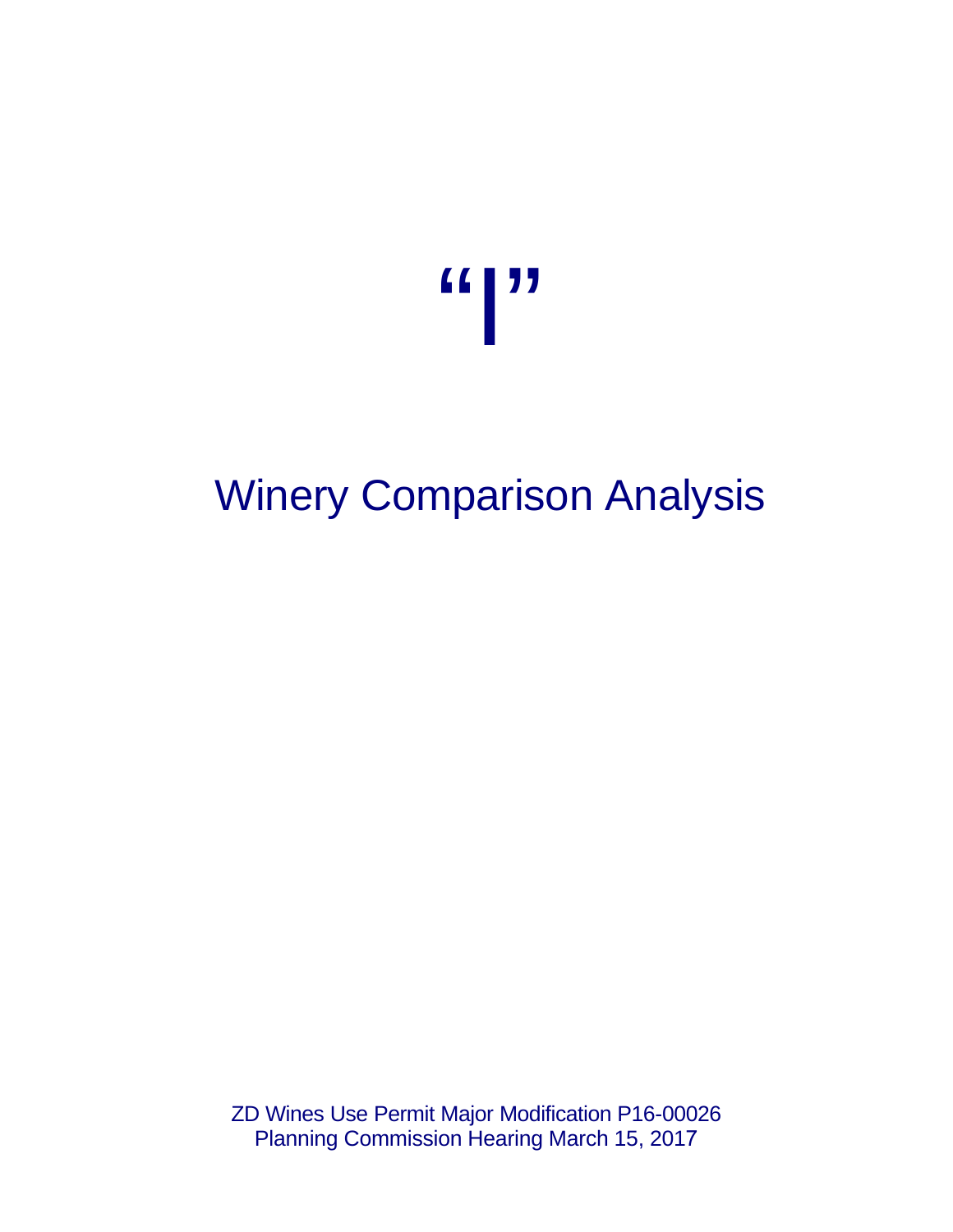# “I”

## Winery Comparison Analysis

ZD Wines Use Permit Major Modification P16-00026
Planning Commission Hearing March 15, 2017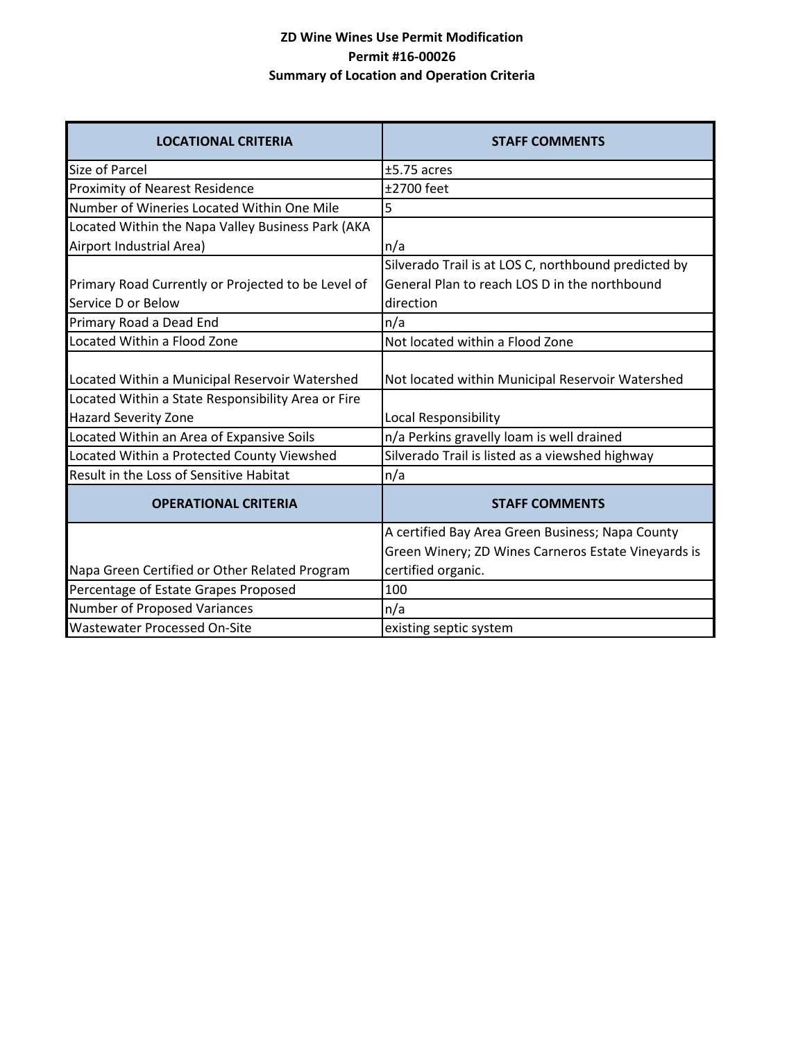**ZD Wine Wines Use Permit Modification**
**Permit #16-00026**
**Summary of Location and Operation Criteria**

| LOCATIONAL CRITERIA | STAFF COMMENTS |
|---|---|
| Size of Parcel | ±5.75 acres |
| Proximity of Nearest Residence | ±2700 feet |
| Number of Wineries Located Within One Mile | 5 |
| Located Within the Napa Valley Business Park (AKA Airport Industrial Area) | n/a |
| Primary Road Currently or Projected to be Level of Service D or Below | Silverado Trail is at LOS C, northbound predicted by General Plan to reach LOS D in the northbound direction |
| Primary Road a Dead End | n/a |
| Located Within a Flood Zone | Not located within a Flood Zone |
| Located Within a Municipal Reservoir Watershed | Not located within Municipal Reservoir Watershed |
| Located Within a State Responsibility Area or Fire Hazard Severity Zone | Local Responsibility |
| Located Within an Area of Expansive Soils | n/a Perkins gravelly loam is well drained |
| Located Within a Protected County Viewshed | Silverado Trail is listed as a viewshed highway |
| Result in the Loss of Sensitive Habitat | n/a |
| **OPERATIONAL CRITERIA** | **STAFF COMMENTS** |
| Napa Green Certified or Other Related Program | A certified Bay Area Green Business; Napa County Green Winery; ZD Wines Carneros Estate Vineyards is certified organic. |
| Percentage of Estate Grapes Proposed | 100 |
| Number of Proposed Variances | n/a |
| Wastewater Processed On-Site | existing septic system |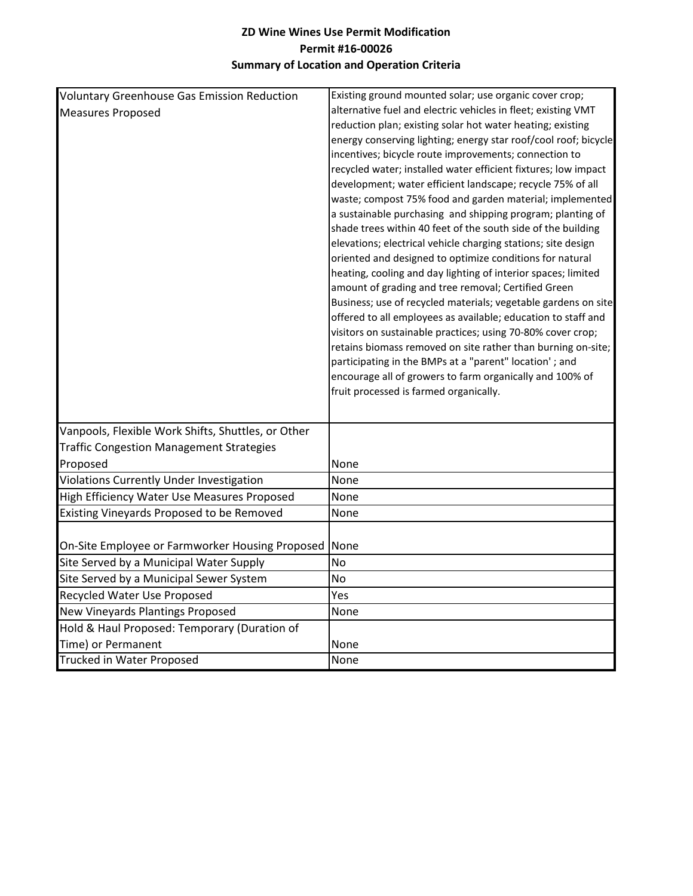**ZD Wine Wines Use Permit Modification**
**Permit #16-00026**
**Summary of Location and Operation Criteria**

| | |
|---|---|
| Voluntary Greenhouse Gas Emission Reduction Measures Proposed | Existing ground mounted solar; use organic cover crop; alternative fuel and electric vehicles in fleet; existing VMT reduction plan; existing solar hot water heating; existing energy conserving lighting; energy star roof/cool roof; bicycle incentives; bicycle route improvements; connection to recycled water; installed water efficient fixtures; low impact development; water efficient landscape; recycle 75% of all waste; compost 75% food and garden material; implemented a sustainable purchasing and shipping program; planting of shade trees within 40 feet of the south side of the building elevations; electrical vehicle charging stations; site design oriented and designed to optimize conditions for natural heating, cooling and day lighting of interior spaces; limited amount of grading and tree removal; Certified Green Business; use of recycled materials; vegetable gardens on site offered to all employees as available; education to staff and visitors on sustainable practices; using 70-80% cover crop; retains biomass removed on site rather than burning on-site; participating in the BMPs at a "parent" location' ; and encourage all of growers to farm organically and 100% of fruit processed is farmed organically. |
| Vanpools, Flexible Work Shifts, Shuttles, or Other Traffic Congestion Management Strategies Proposed | None |
| Violations Currently Under Investigation | None |
| High Efficiency Water Use Measures Proposed | None |
| Existing Vineyards Proposed to be Removed | None |
| On-Site Employee or Farmworker Housing Proposed | None |
| Site Served by a Municipal Water Supply | No |
| Site Served by a Municipal Sewer System | No |
| Recycled Water Use Proposed | Yes |
| New Vineyards Plantings Proposed | None |
| Hold & Haul Proposed: Temporary (Duration of Time) or Permanent | None |
| Trucked in Water Proposed | None |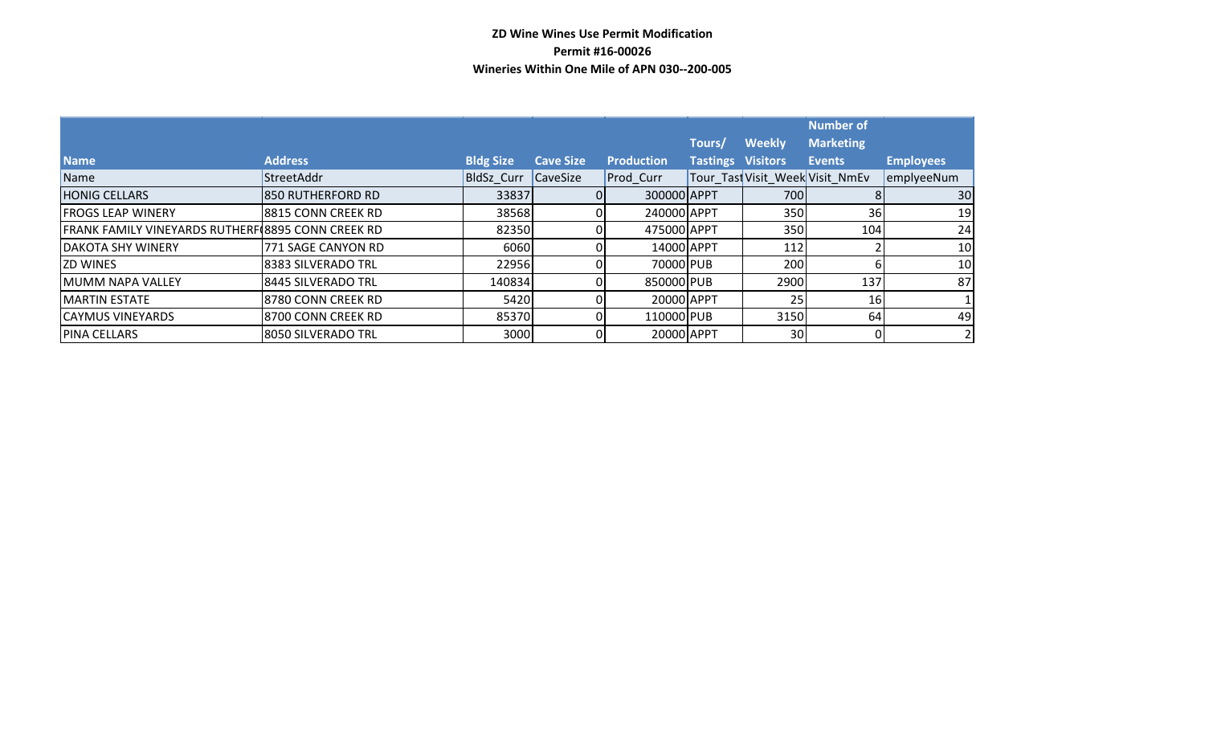**ZD Wine Wines Use Permit Modification**

**Permit #16-00026**

**Wineries Within One Mile of APN 030--200-005**

| Name | Address | Bldg Size | Cave Size | Production | Tours/ Tastings | Weekly Visitors | Number of Marketing Events | Employees |
|---|---|---|---|---|---|---|---|---|
| Name | StreetAddr | BldSz_Curr | CaveSize | Prod_Curr | Tour_Tast | Visit_Week | Visit_NmEv | emplyeeNum |
| HONIG CELLARS | 850 RUTHERFORD RD | 33837 | 0 | 300000 | APPT | 700 | 8 | 30 |
| FROGS LEAP WINERY | 8815 CONN CREEK RD | 38568 | 0 | 240000 | APPT | 350 | 36 | 19 |
| FRANK FAMILY VINEYARDS RUTHERF( | 8895 CONN CREEK RD | 82350 | 0 | 475000 | APPT | 350 | 104 | 24 |
| DAKOTA SHY WINERY | 771 SAGE CANYON RD | 6060 | 0 | 14000 | APPT | 112 | 2 | 10 |
| ZD WINES | 8383 SILVERADO TRL | 22956 | 0 | 70000 | PUB | 200 | 6 | 10 |
| MUMM NAPA VALLEY | 8445 SILVERADO TRL | 140834 | 0 | 850000 | PUB | 2900 | 137 | 87 |
| MARTIN ESTATE | 8780 CONN CREEK RD | 5420 | 0 | 20000 | APPT | 25 | 16 | 1 |
| CAYMUS VINEYARDS | 8700 CONN CREEK RD | 85370 | 0 | 110000 | PUB | 3150 | 64 | 49 |
| PINA CELLARS | 8050 SILVERADO TRL | 3000 | 0 | 20000 | APPT | 30 | 0 | 2 |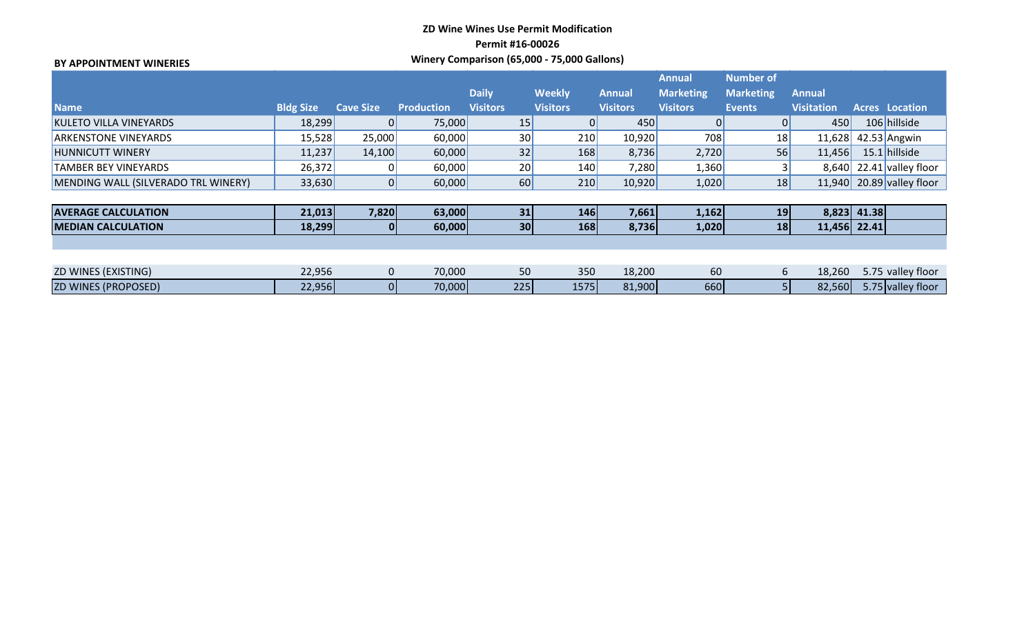**ZD Wine Wines Use Permit Modification**

**Permit #16-00026**

**Winery Comparison (65,000 - 75,000 Gallons)**

**BY APPOINTMENT WINERIES**

| Name | Bldg Size | Cave Size | Production | Daily Visitors | Weekly Visitors | Annual Visitors | Annual Marketing Visitors | Number of Marketing Events | Annual Visitation | Acres | Location |
|---|---|---|---|---|---|---|---|---|---|---|---|
| KULETO VILLA VINEYARDS | 18,299 | 0 | 75,000 | 15 | 0 | 450 | 0 | 0 | 450 | 106 | hillside |
| ARKENSTONE VINEYARDS | 15,528 | 25,000 | 60,000 | 30 | 210 | 10,920 | 708 | 18 | 11,628 | 42.53 | Angwin |
| HUNNICUTT WINERY | 11,237 | 14,100 | 60,000 | 32 | 168 | 8,736 | 2,720 | 56 | 11,456 | 15.1 | hillside |
| TAMBER BEY VINEYARDS | 26,372 | 0 | 60,000 | 20 | 140 | 7,280 | 1,360 | 3 | 8,640 | 22.41 | valley floor |
| MENDING WALL (SILVERADO TRL WINERY) | 33,630 | 0 | 60,000 | 60 | 210 | 10,920 | 1,020 | 18 | 11,940 | 20.89 | valley floor |
| **AVERAGE CALCULATION** | **21,013** | **7,820** | **63,000** | **31** | **146** | **7,661** | **1,162** | **19** | **8,823** | **41.38** | |
| **MEDIAN CALCULATION** | **18,299** | **0** | **60,000** | **30** | **168** | **8,736** | **1,020** | **18** | **11,456** | **22.41** | |
| ZD WINES (EXISTING) | 22,956 | 0 | 70,000 | 50 | 350 | 18,200 | 60 | 6 | 18,260 | 5.75 | valley floor |
| ZD WINES (PROPOSED) | 22,956 | 0 | 70,000 | 225 | 1575 | 81,900 | 660 | 5 | 82,560 | 5.75 | valley floor |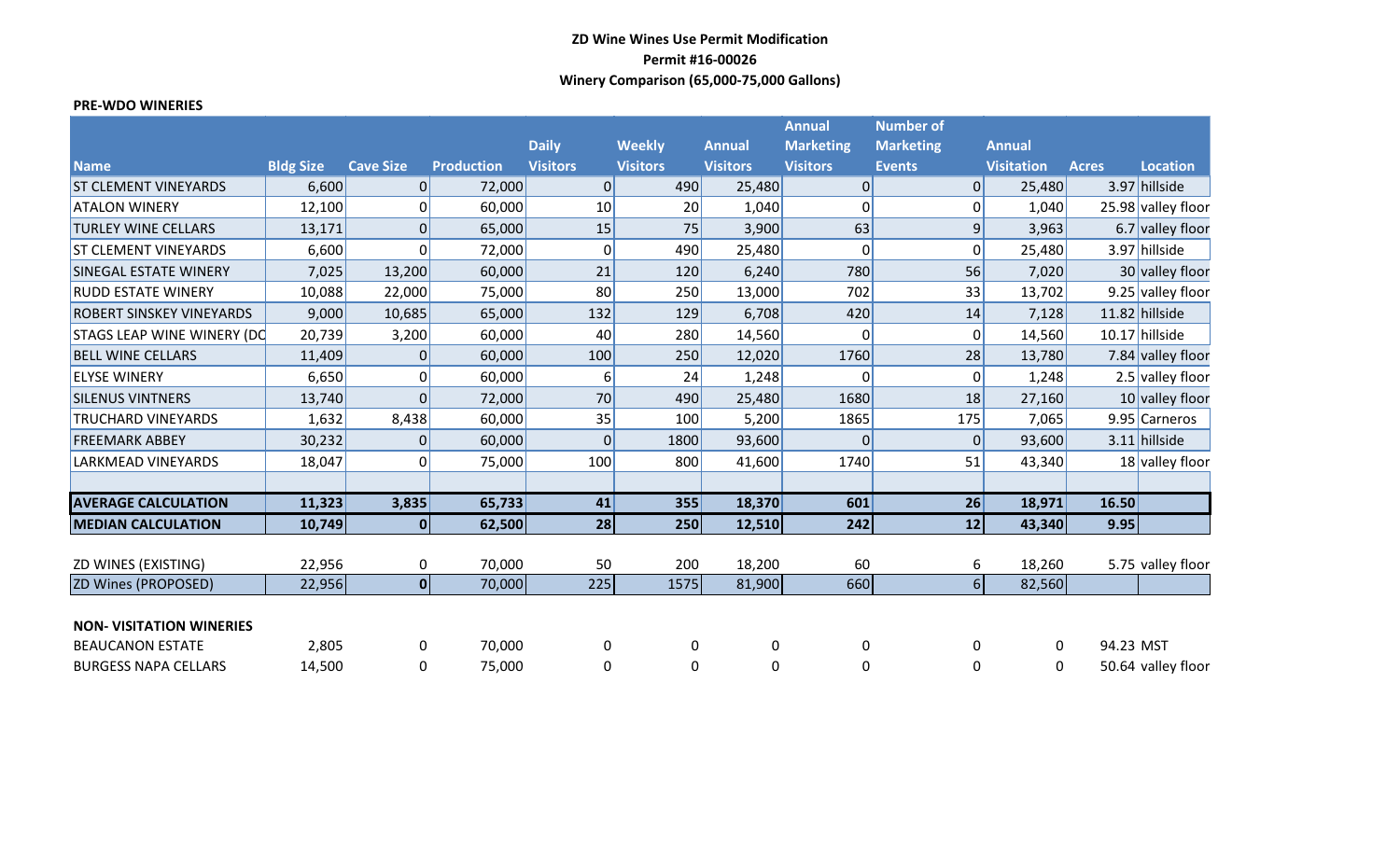**ZD Wine Wines Use Permit Modification**
**Permit #16-00026**
**Winery Comparison (65,000-75,000 Gallons)**

**PRE-WDO WINERIES**

| Name | Bldg Size | Cave Size | Production | Daily Visitors | Weekly Visitors | Annual Visitors | Annual Marketing Visitors | Number of Marketing Events | Annual Visitation | Acres | Location |
|---|---|---|---|---|---|---|---|---|---|---|---|
| ST CLEMENT VINEYARDS | 6,600 | 0 | 72,000 | 0 | 490 | 25,480 | 0 | 0 | 25,480 | 3.97 | hillside |
| ATALON WINERY | 12,100 | 0 | 60,000 | 10 | 20 | 1,040 | 0 | 0 | 1,040 | 25.98 | valley floor |
| TURLEY WINE CELLARS | 13,171 | 0 | 65,000 | 15 | 75 | 3,900 | 63 | 9 | 3,963 | 6.7 | valley floor |
| ST CLEMENT VINEYARDS | 6,600 | 0 | 72,000 | 0 | 490 | 25,480 | 0 | 0 | 25,480 | 3.97 | hillside |
| SINEGAL ESTATE WINERY | 7,025 | 13,200 | 60,000 | 21 | 120 | 6,240 | 780 | 56 | 7,020 | 30 | valley floor |
| RUDD ESTATE WINERY | 10,088 | 22,000 | 75,000 | 80 | 250 | 13,000 | 702 | 33 | 13,702 | 9.25 | valley floor |
| ROBERT SINSKEY VINEYARDS | 9,000 | 10,685 | 65,000 | 132 | 129 | 6,708 | 420 | 14 | 7,128 | 11.82 | hillside |
| STAGS LEAP WINE WINERY (DC | 20,739 | 3,200 | 60,000 | 40 | 280 | 14,560 | 0 | 0 | 14,560 | 10.17 | hillside |
| BELL WINE CELLARS | 11,409 | 0 | 60,000 | 100 | 250 | 12,020 | 1760 | 28 | 13,780 | 7.84 | valley floor |
| ELYSE WINERY | 6,650 | 0 | 60,000 | 6 | 24 | 1,248 | 0 | 0 | 1,248 | 2.5 | valley floor |
| SILENUS VINTNERS | 13,740 | 0 | 72,000 | 70 | 490 | 25,480 | 1680 | 18 | 27,160 | 10 | valley floor |
| TRUCHARD VINEYARDS | 1,632 | 8,438 | 60,000 | 35 | 100 | 5,200 | 1865 | 175 | 7,065 | 9.95 | Carneros |
| FREEMARK ABBEY | 30,232 | 0 | 60,000 | 0 | 1800 | 93,600 | 0 | 0 | 93,600 | 3.11 | hillside |
| LARKMEAD VINEYARDS | 18,047 | 0 | 75,000 | 100 | 800 | 41,600 | 1740 | 51 | 43,340 | 18 | valley floor |
| | | | | | | | | | | | |
| **AVERAGE CALCULATION** | **11,323** | **3,835** | **65,733** | **41** | **355** | **18,370** | **601** | **26** | **18,971** | **16.50** | |
| **MEDIAN CALCULATION** | **10,749** | **0** | **62,500** | **28** | **250** | **12,510** | **242** | **12** | **43,340** | **9.95** | |
| | | | | | | | | | | | |
| ZD WINES (EXISTING) | 22,956 | 0 | 70,000 | 50 | 200 | 18,200 | 60 | 6 | 18,260 | 5.75 | valley floor |
| ZD Wines (PROPOSED) | 22,956 | **0** | 70,000 | 225 | 1575 | 81,900 | 660 | 6 | 82,560 | | |

**NON- VISITATION WINERIES**

| Name | Bldg Size | Cave Size | Production | Daily Visitors | Weekly Visitors | Annual Visitors | Annual Marketing Visitors | Number of Marketing Events | Annual Visitation | Acres | Location |
|---|---|---|---|---|---|---|---|---|---|---|---|
| BEAUCANON ESTATE | 2,805 | 0 | 70,000 | 0 | 0 | 0 | 0 | 0 | 0 | 94.23 | MST |
| BURGESS NAPA CELLARS | 14,500 | 0 | 75,000 | 0 | 0 | 0 | 0 | 0 | 0 | 50.64 | valley floor |